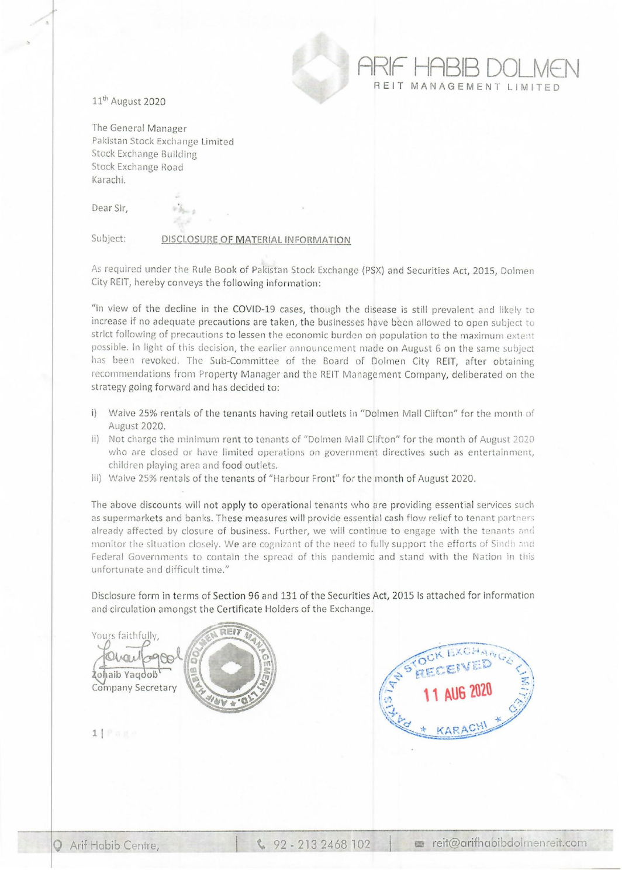ARIF HABIB DOLMEN
REIT MANAGEMENT LIMITED

11th August 2020

The General Manager
Pakistan Stock Exchange Limited
Stock Exchange Building
Stock Exchange Road
Karachi.

Dear Sir,

Subject: **DISCLOSURE OF MATERIAL INFORMATION**

As required under the Rule Book of Pakistan Stock Exchange (PSX) and Securities Act, 2015, Dolmen City REIT, hereby conveys the following information:

"In view of the decline in the COVID-19 cases, though the disease is still prevalent and likely to increase if no adequate precautions are taken, the businesses have been allowed to open subject to strict following of precautions to lessen the economic burden on population to the maximum extent possible. In light of this decision, the earlier announcement made on August 6 on the same subject has been revoked. The Sub-Committee of the Board of Dolmen City REIT, after obtaining recommendations from Property Manager and the REIT Management Company, deliberated on the strategy going forward and has decided to:

i) Waive 25% rentals of the tenants having retail outlets in "Dolmen Mall Clifton" for the month of August 2020.
ii) Not charge the minimum rent to tenants of "Dolmen Mall Clifton" for the month of August 2020 who are closed or have limited operations on government directives such as entertainment, children playing area and food outlets.
iii) Waive 25% rentals of the tenants of "Harbour Front" for the month of August 2020.

The above discounts will not apply to operational tenants who are providing essential services such as supermarkets and banks. These measures will provide essential cash flow relief to tenant partners already affected by closure of business. Further, we will continue to engage with the tenants and monitor the situation closely. We are cognizant of the need to fully support the efforts of Sindh and Federal Governments to contain the spread of this pandemic and stand with the Nation in this unfortunate and difficult time."

Disclosure form in terms of Section 96 and 131 of the Securities Act, 2015 is attached for information and circulation amongst the Certificate Holders of the Exchange.

Yours faithfully,

Zohaib Yaqoob
Company Secretary

PAKISTAN STOCK EXCHANGE LIMITED RECEIVED 11 AUG 2020 KARACHI

Arif Habib Centre, | 92 - 213 2468 102 | reit@arifhabibdolmenreit.com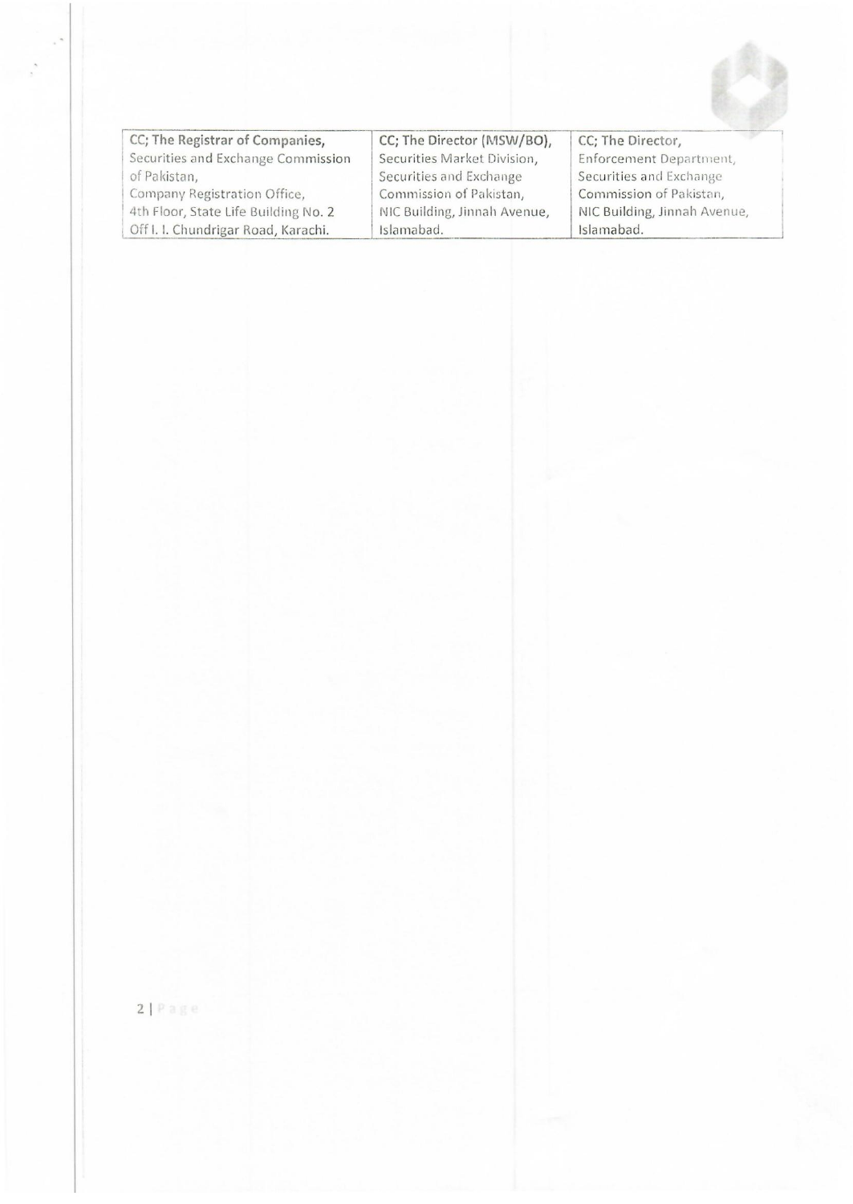| CC; The Registrar of Companies, Securities and Exchange Commission of Pakistan, Company Registration Office, 4th Floor, State Life Building No. 2 Off I. I. Chundrigar Road, Karachi. | CC; The Director (MSW/BO), Securities Market Division, Securities and Exchange Commission of Pakistan, NIC Building, Jinnah Avenue, Islamabad. | CC; The Director, Enforcement Department, Securities and Exchange Commission of Pakistan, NIC Building, Jinnah Avenue, Islamabad. |
|---|---|---|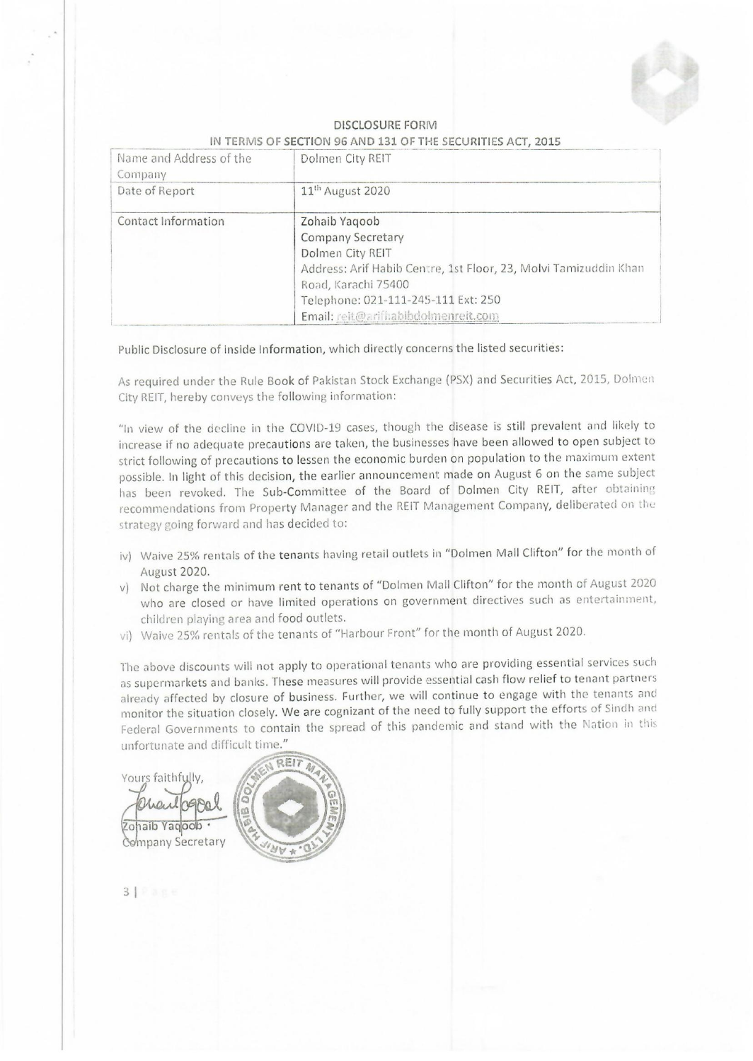## DISCLOSURE FORM

### IN TERMS OF SECTION 96 AND 131 OF THE SECURITIES ACT, 2015

| Name and Address of the Company | Dolmen City REIT |
|---|---|
| Date of Report | 11th August 2020 |
| Contact Information | Zohaib Yaqoob<br>Company Secretary<br>Dolmen City REIT<br>Address: Arif Habib Centre, 1st Floor, 23, Molvi Tamizuddin Khan Road, Karachi 75400<br>Telephone: 021-111-245-111 Ext: 250<br>Email: reit@arifhabibdolmenreit.com |

Public Disclosure of inside Information, which directly concerns the listed securities:

As required under the Rule Book of Pakistan Stock Exchange (PSX) and Securities Act, 2015, Dolmen City REIT, hereby conveys the following information:

"In view of the decline in the COVID-19 cases, though the disease is still prevalent and likely to increase if no adequate precautions are taken, the businesses have been allowed to open subject to strict following of precautions to lessen the economic burden on population to the maximum extent possible. In light of this decision, the earlier announcement made on August 6 on the same subject has been revoked. The Sub-Committee of the Board of Dolmen City REIT, after obtaining recommendations from Property Manager and the REIT Management Company, deliberated on the strategy going forward and has decided to:

iv) Waive 25% rentals of the tenants having retail outlets in "Dolmen Mall Clifton" for the month of August 2020.

v) Not charge the minimum rent to tenants of "Dolmen Mall Clifton" for the month of August 2020 who are closed or have limited operations on government directives such as entertainment, children playing area and food outlets.

vi) Waive 25% rentals of the tenants of "Harbour Front" for the month of August 2020.

The above discounts will not apply to operational tenants who are providing essential services such as supermarkets and banks. These measures will provide essential cash flow relief to tenant partners already affected by closure of business. Further, we will continue to engage with the tenants and monitor the situation closely. We are cognizant of the need to fully support the efforts of Sindh and Federal Governments to contain the spread of this pandemic and stand with the Nation in this unfortunate and difficult time."

Yours faithfully,

Zohaib Yaqoob
Company Secretary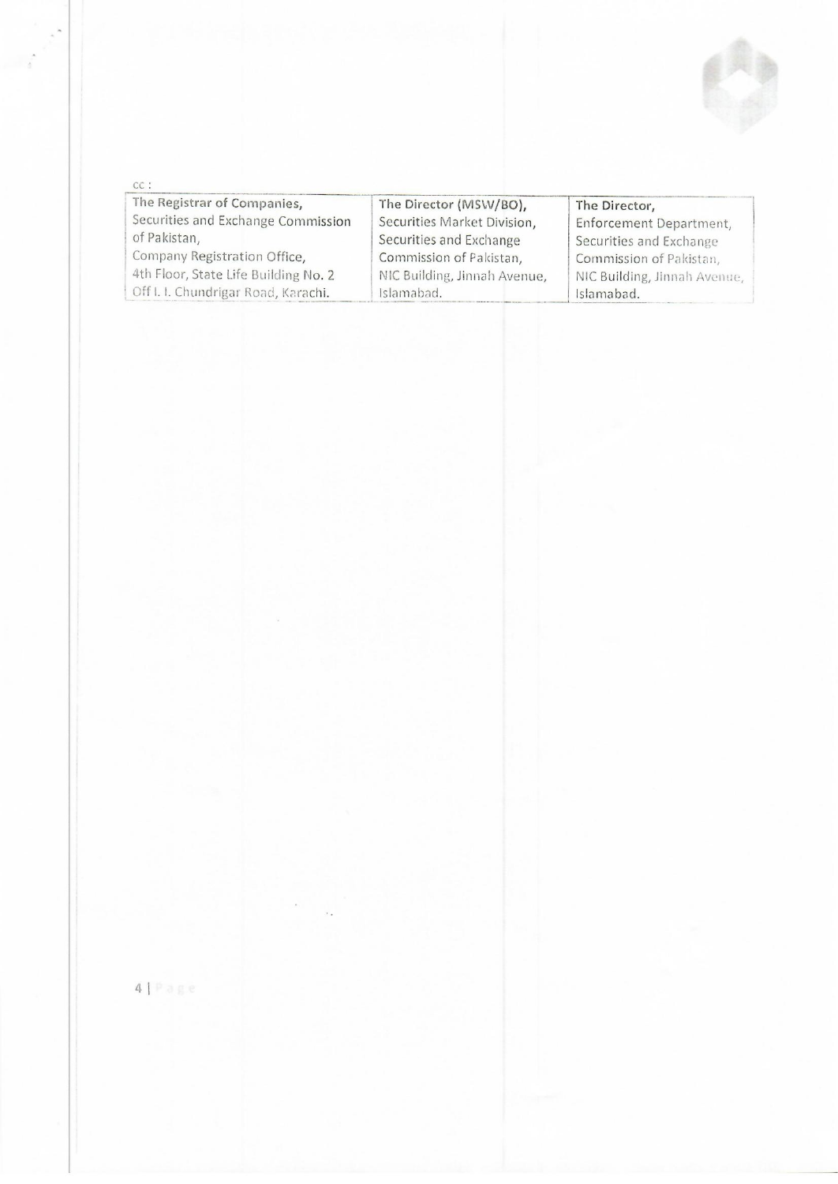cc :

| | | |
|---|---|---|
| **The Registrar of Companies,**<br>Securities and Exchange Commission of Pakistan,<br>Company Registration Office,<br>4th Floor, State Life Building No. 2<br>Off I. I. Chundrigar Road, Karachi. | **The Director (MSW/BO),**<br>Securities Market Division,<br>Securities and Exchange Commission of Pakistan,<br>NIC Building, Jinnah Avenue,<br>Islamabad. | **The Director,**<br>Enforcement Department,<br>Securities and Exchange Commission of Pakistan,<br>NIC Building, Jinnah Avenue,<br>Islamabad. |